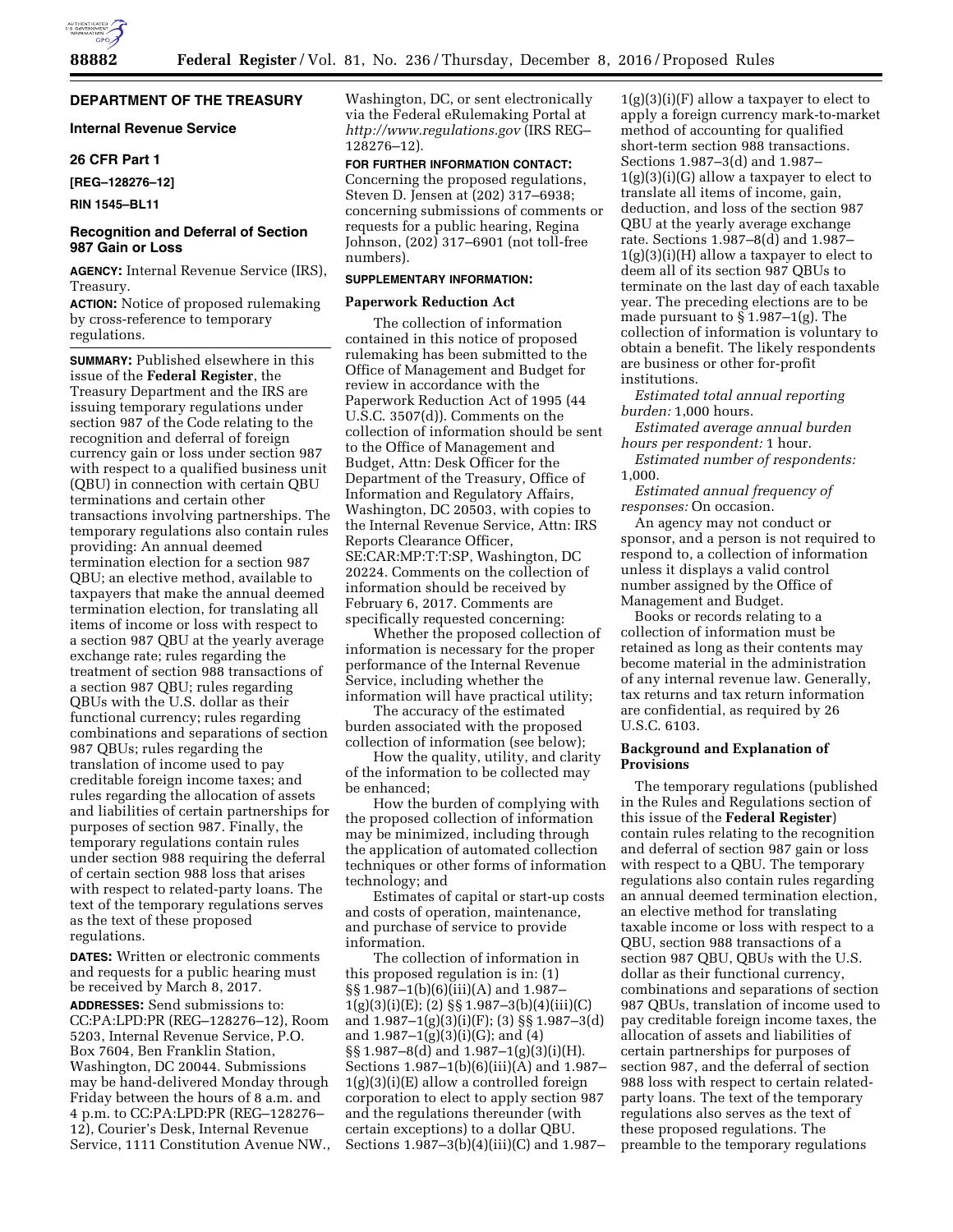## DEPARTMENT OF THE TREASURY

### Internal Revenue Service

### 26 CFR Part 1

**[REG–128276–12]**

**RIN 1545–BL11**

## Recognition and Deferral of Section 987 Gain or Loss

**AGENCY:** Internal Revenue Service (IRS), Treasury.

**ACTION:** Notice of proposed rulemaking by cross-reference to temporary regulations.

**SUMMARY:** Published elsewhere in this issue of the **Federal Register**, the Treasury Department and the IRS are issuing temporary regulations under section 987 of the Code relating to the recognition and deferral of foreign currency gain or loss under section 987 with respect to a qualified business unit (QBU) in connection with certain QBU terminations and certain other transactions involving partnerships. The temporary regulations also contain rules providing: An annual deemed termination election for a section 987 QBU; an elective method, available to taxpayers that make the annual deemed termination election, for translating all items of income or loss with respect to a section 987 QBU at the yearly average exchange rate; rules regarding the treatment of section 988 transactions of a section 987 QBU; rules regarding QBUs with the U.S. dollar as their functional currency; rules regarding combinations and separations of section 987 QBUs; rules regarding the translation of income used to pay creditable foreign income taxes; and rules regarding the allocation of assets and liabilities of certain partnerships for purposes of section 987. Finally, the temporary regulations contain rules under section 988 requiring the deferral of certain section 988 loss that arises with respect to related-party loans. The text of the temporary regulations serves as the text of these proposed regulations.

**DATES:** Written or electronic comments and requests for a public hearing must be received by March 8, 2017.

**ADDRESSES:** Send submissions to: CC:PA:LPD:PR (REG–128276–12), Room 5203, Internal Revenue Service, P.O. Box 7604, Ben Franklin Station, Washington, DC 20044. Submissions may be hand-delivered Monday through Friday between the hours of 8 a.m. and 4 p.m. to CC:PA:LPD:PR (REG–128276–12), Courier's Desk, Internal Revenue Service, 1111 Constitution Avenue NW., Washington, DC, or sent electronically via the Federal eRulemaking Portal at *http://www.regulations.gov* (IRS REG–128276–12).

**FOR FURTHER INFORMATION CONTACT:** Concerning the proposed regulations, Steven D. Jensen at (202) 317–6938; concerning submissions of comments or requests for a public hearing, Regina Johnson, (202) 317–6901 (not toll-free numbers).

**SUPPLEMENTARY INFORMATION:**

### Paperwork Reduction Act

The collection of information contained in this notice of proposed rulemaking has been submitted to the Office of Management and Budget for review in accordance with the Paperwork Reduction Act of 1995 (44 U.S.C. 3507(d)). Comments on the collection of information should be sent to the Office of Management and Budget, Attn: Desk Officer for the Department of the Treasury, Office of Information and Regulatory Affairs, Washington, DC 20503, with copies to the Internal Revenue Service, Attn: IRS Reports Clearance Officer, SE:CAR:MP:T:T:SP, Washington, DC 20224. Comments on the collection of information should be received by February 6, 2017. Comments are specifically requested concerning:

Whether the proposed collection of information is necessary for the proper performance of the Internal Revenue Service, including whether the information will have practical utility;

The accuracy of the estimated burden associated with the proposed collection of information (see below);

How the quality, utility, and clarity of the information to be collected may be enhanced;

How the burden of complying with the proposed collection of information may be minimized, including through the application of automated collection techniques or other forms of information technology; and

Estimates of capital or start-up costs and costs of operation, maintenance, and purchase of service to provide information.

The collection of information in this proposed regulation is in: (1) §§ 1.987–1(b)(6)(iii)(A) and 1.987–1(g)(3)(i)(E); (2) §§ 1.987–3(b)(4)(iii)(C) and 1.987–1(g)(3)(i)(F); (3) §§ 1.987–3(d) and 1.987–1(g)(3)(i)(G); and (4) §§ 1.987–8(d) and 1.987–1(g)(3)(i)(H). Sections 1.987–1(b)(6)(iii)(A) and 1.987–1(g)(3)(i)(E) allow a controlled foreign corporation to elect to apply section 987 and the regulations thereunder (with certain exceptions) to a dollar QBU. Sections 1.987–3(b)(4)(iii)(C) and 1.987–1(g)(3)(i)(F) allow a taxpayer to elect to apply a foreign currency mark-to-market method of accounting for qualified short-term section 988 transactions. Sections 1.987–3(d) and 1.987–1(g)(3)(i)(G) allow a taxpayer to elect to translate all items of income, gain, deduction, and loss of the section 987 QBU at the yearly average exchange rate. Sections 1.987–8(d) and 1.987–1(g)(3)(i)(H) allow a taxpayer to elect to deem all of its section 987 QBUs to terminate on the last day of each taxable year. The preceding elections are to be made pursuant to § 1.987–1(g). The collection of information is voluntary to obtain a benefit. The likely respondents are business or other for-profit institutions.

*Estimated total annual reporting burden:* 1,000 hours.

*Estimated average annual burden hours per respondent:* 1 hour.

*Estimated number of respondents:* 1,000.

*Estimated annual frequency of responses:* On occasion.

An agency may not conduct or sponsor, and a person is not required to respond to, a collection of information unless it displays a valid control number assigned by the Office of Management and Budget.

Books or records relating to a collection of information must be retained as long as their contents may become material in the administration of any internal revenue law. Generally, tax returns and tax return information are confidential, as required by 26 U.S.C. 6103.

### Background and Explanation of Provisions

The temporary regulations (published in the Rules and Regulations section of this issue of the **Federal Register**) contain rules relating to the recognition and deferral of section 987 gain or loss with respect to a QBU. The temporary regulations also contain rules regarding an annual deemed termination election, an elective method for translating taxable income or loss with respect to a QBU, section 988 transactions of a section 987 QBU, QBUs with the U.S. dollar as their functional currency, combinations and separations of section 987 QBUs, translation of income used to pay creditable foreign income taxes, the allocation of assets and liabilities of certain partnerships for purposes of section 987, and the deferral of section 988 loss with respect to certain related-party loans. The text of the temporary regulations also serves as the text of these proposed regulations. The preamble to the temporary regulations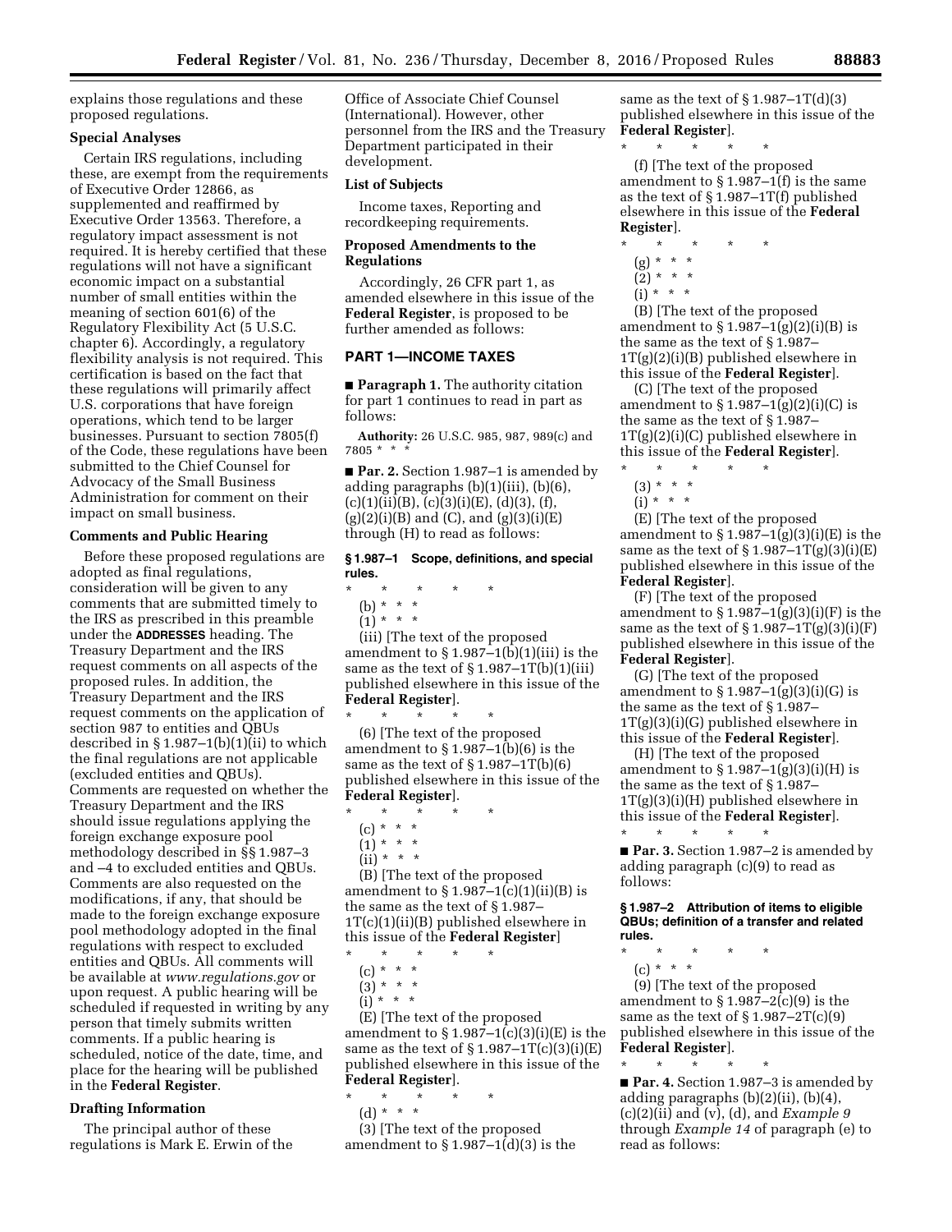explains those regulations and these proposed regulations.

**Special Analyses**

Certain IRS regulations, including these, are exempt from the requirements of Executive Order 12866, as supplemented and reaffirmed by Executive Order 13563. Therefore, a regulatory impact assessment is not required. It is hereby certified that these regulations will not have a significant economic impact on a substantial number of small entities within the meaning of section 601(6) of the Regulatory Flexibility Act (5 U.S.C. chapter 6). Accordingly, a regulatory flexibility analysis is not required. This certification is based on the fact that these regulations will primarily affect U.S. corporations that have foreign operations, which tend to be larger businesses. Pursuant to section 7805(f) of the Code, these regulations have been submitted to the Chief Counsel for Advocacy of the Small Business Administration for comment on their impact on small business.

**Comments and Public Hearing**

Before these proposed regulations are adopted as final regulations, consideration will be given to any comments that are submitted timely to the IRS as prescribed in this preamble under the **ADDRESSES** heading. The Treasury Department and the IRS request comments on all aspects of the proposed rules. In addition, the Treasury Department and the IRS request comments on the application of section 987 to entities and QBUs described in § 1.987–1(b)(1)(ii) to which the final regulations are not applicable (excluded entities and QBUs). Comments are requested on whether the Treasury Department and the IRS should issue regulations applying the foreign exchange exposure pool methodology described in §§ 1.987–3 and –4 to excluded entities and QBUs. Comments are also requested on the modifications, if any, that should be made to the foreign exchange exposure pool methodology adopted in the final regulations with respect to excluded entities and QBUs. All comments will be available at *www.regulations.gov* or upon request. A public hearing will be scheduled if requested in writing by any person that timely submits written comments. If a public hearing is scheduled, notice of the date, time, and place for the hearing will be published in the **Federal Register**.

**Drafting Information**

The principal author of these regulations is Mark E. Erwin of the Office of Associate Chief Counsel (International). However, other personnel from the IRS and the Treasury Department participated in their development.

**List of Subjects**

Income taxes, Reporting and recordkeeping requirements.

**Proposed Amendments to the Regulations**

Accordingly, 26 CFR part 1, as amended elsewhere in this issue of the **Federal Register**, is proposed to be further amended as follows:

## PART 1—INCOME TAXES

■ **Paragraph 1.** The authority citation for part 1 continues to read in part as follows:

**Authority:** 26 U.S.C. 985, 987, 989(c) and 7805 * * *

■ **Par. 2.** Section 1.987–1 is amended by adding paragraphs (b)(1)(iii), (b)(6), (c)(1)(ii)(B), (c)(3)(i)(E), (d)(3), (f), (g)(2)(i)(B) and (C), and (g)(3)(i)(E) through (H) to read as follows:

**§ 1.987–1 Scope, definitions, and special rules.**

\* \* \* \* \*

(b) * * *

(1) * * *

(iii) [The text of the proposed amendment to § 1.987–1(b)(1)(iii) is the same as the text of § 1.987–1T(b)(1)(iii) published elsewhere in this issue of the **Federal Register**].

\* \* \* \* \*

(6) [The text of the proposed amendment to § 1.987–1(b)(6) is the same as the text of § 1.987–1T(b)(6) published elsewhere in this issue of the **Federal Register**].

\* \* \* \* \*

(c) * * *

(1) * * *

(ii) * * *

(B) [The text of the proposed amendment to § 1.987–1(c)(1)(ii)(B) is the same as the text of § 1.987–1T(c)(1)(ii)(B) published elsewhere in this issue of the **Federal Register**]

\* \* \* \* \*

(c) * * *

(3) * * *

(i) * * *

(E) [The text of the proposed amendment to § 1.987–1(c)(3)(i)(E) is the same as the text of § 1.987–1T(c)(3)(i)(E) published elsewhere in this issue of the **Federal Register**].

\* \* \* \* \*

(d) * * *

(3) [The text of the proposed amendment to § 1.987–1(d)(3) is the same as the text of § 1.987–1T(d)(3) published elsewhere in this issue of the **Federal Register**].

\* \* \* \* \*

(f) [The text of the proposed amendment to § 1.987–1(f) is the same as the text of § 1.987–1T(f) published elsewhere in this issue of the **Federal Register**].

\* \* \* \* \*

(g) * * *

(2) * * *

(i) * * *

(B) [The text of the proposed amendment to § 1.987–1(g)(2)(i)(B) is the same as the text of § 1.987–1T(g)(2)(i)(B) published elsewhere in this issue of the **Federal Register**].

(C) [The text of the proposed amendment to § 1.987–1(g)(2)(i)(C) is the same as the text of § 1.987–1T(g)(2)(i)(C) published elsewhere in this issue of the **Federal Register**].

\* \* \* \* \*

(3) * * *

(i) * * *

(E) [The text of the proposed amendment to § 1.987–1(g)(3)(i)(E) is the same as the text of § 1.987–1T(g)(3)(i)(E) published elsewhere in this issue of the **Federal Register**].

(F) [The text of the proposed amendment to § 1.987–1(g)(3)(i)(F) is the same as the text of § 1.987–1T(g)(3)(i)(F) published elsewhere in this issue of the **Federal Register**].

(G) [The text of the proposed amendment to § 1.987–1(g)(3)(i)(G) is the same as the text of § 1.987–1T(g)(3)(i)(G) published elsewhere in this issue of the **Federal Register**].

(H) [The text of the proposed amendment to § 1.987–1(g)(3)(i)(H) is the same as the text of § 1.987–1T(g)(3)(i)(H) published elsewhere in this issue of the **Federal Register**].

\* \* \* \* \*

■ **Par. 3.** Section 1.987–2 is amended by adding paragraph (c)(9) to read as follows:

**§ 1.987–2 Attribution of items to eligible QBUs; definition of a transfer and related rules.**

\* \* \* \* \*

(c) * * *

(9) [The text of the proposed amendment to § 1.987–2(c)(9) is the same as the text of § 1.987–2T(c)(9) published elsewhere in this issue of the **Federal Register**].

\* \* \* \* \*

■ **Par. 4.** Section 1.987–3 is amended by adding paragraphs (b)(2)(ii), (b)(4), (c)(2)(ii) and (v), (d), and *Example 9* through *Example 14* of paragraph (e) to read as follows: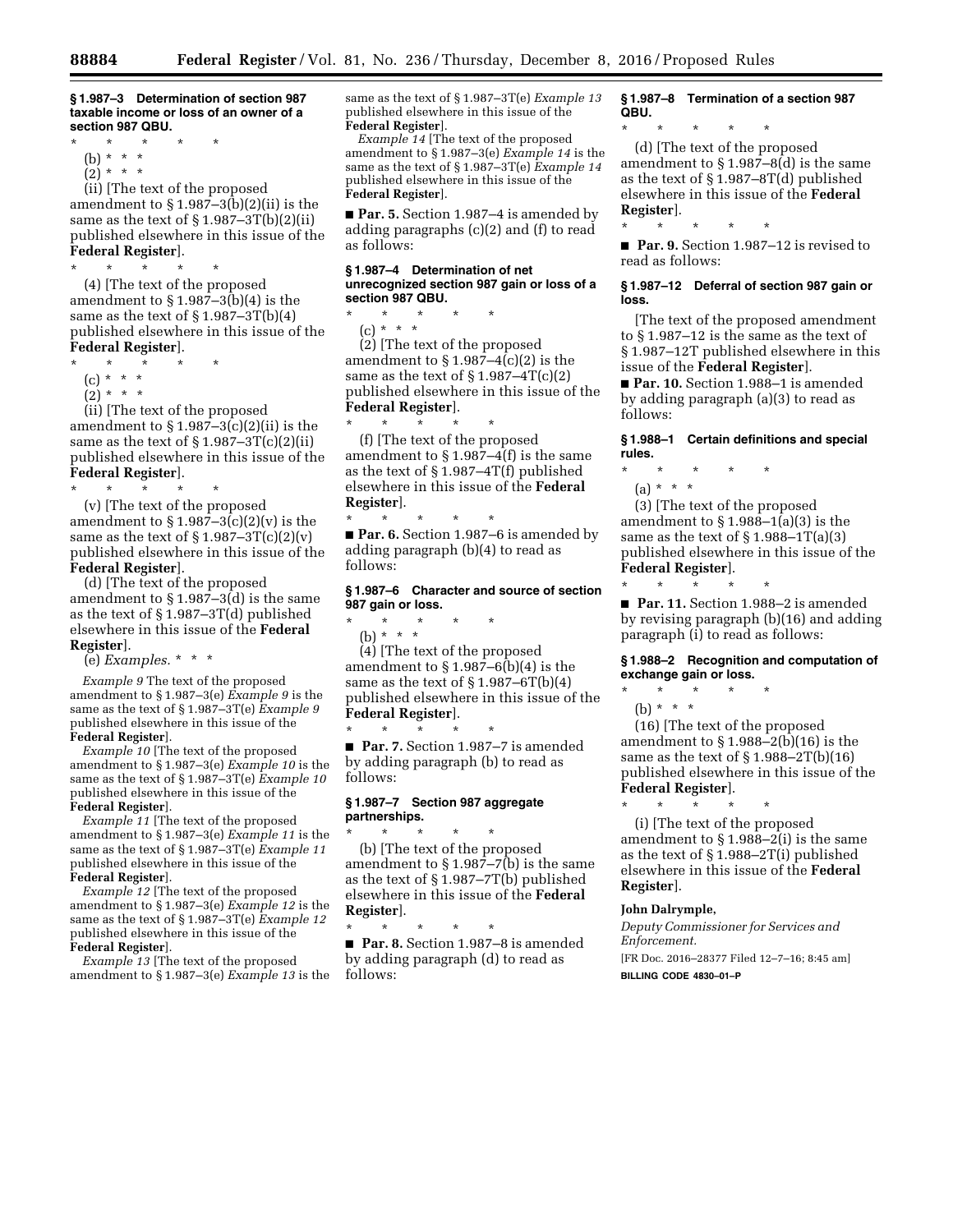**§ 1.987–3 Determination of section 987 taxable income or loss of an owner of a section 987 QBU.**

\* \* \* \* \*

(b) \* \* \*

(2) \* \* \*

(ii) [The text of the proposed amendment to § 1.987–3(b)(2)(ii) is the same as the text of § 1.987–3T(b)(2)(ii) published elsewhere in this issue of the **Federal Register**].

\* \* \* \* \*

(4) [The text of the proposed amendment to § 1.987–3(b)(4) is the same as the text of § 1.987–3T(b)(4) published elsewhere in this issue of the **Federal Register**].

\* \* \* \* \*

(c) \* \* \*

(2) \* \* \*

(ii) [The text of the proposed amendment to § 1.987–3(c)(2)(ii) is the same as the text of § 1.987–3T(c)(2)(ii) published elsewhere in this issue of the **Federal Register**].

\* \* \* \* \*

(v) [The text of the proposed amendment to § 1.987–3(c)(2)(v) is the same as the text of § 1.987–3T(c)(2)(v) published elsewhere in this issue of the **Federal Register**].

(d) [The text of the proposed amendment to § 1.987–3(d) is the same as the text of § 1.987–3T(d) published elsewhere in this issue of the **Federal Register**].

(e) *Examples.* \* \* \*

*Example 9* The text of the proposed amendment to § 1.987–3(e) *Example 9* is the same as the text of § 1.987–3T(e) *Example 9* published elsewhere in this issue of the **Federal Register**].

*Example 10* [The text of the proposed amendment to § 1.987–3(e) *Example 10* is the same as the text of § 1.987–3T(e) *Example 10* published elsewhere in this issue of the **Federal Register**].

*Example 11* [The text of the proposed amendment to § 1.987–3(e) *Example 11* is the same as the text of § 1.987–3T(e) *Example 11* published elsewhere in this issue of the **Federal Register**].

*Example 12* [The text of the proposed amendment to § 1.987–3(e) *Example 12* is the same as the text of § 1.987–3T(e) *Example 12* published elsewhere in this issue of the **Federal Register**].

*Example 13* [The text of the proposed amendment to § 1.987–3(e) *Example 13* is the same as the text of § 1.987–3T(e) *Example 13* published elsewhere in this issue of the **Federal Register**].

*Example 14* [The text of the proposed amendment to § 1.987–3(e) *Example 14* is the same as the text of § 1.987–3T(e) *Example 14* published elsewhere in this issue of the **Federal Register**].

■ **Par. 5.** Section 1.987–4 is amended by adding paragraphs (c)(2) and (f) to read as follows:

**§ 1.987–4 Determination of net unrecognized section 987 gain or loss of a section 987 QBU.**

\* \* \* \* \*

(c) \* \* \*

(2) [The text of the proposed amendment to § 1.987–4(c)(2) is the same as the text of § 1.987–4T(c)(2) published elsewhere in this issue of the **Federal Register**].

\* \* \* \* \*

(f) [The text of the proposed amendment to § 1.987–4(f) is the same as the text of § 1.987–4T(f) published elsewhere in this issue of the **Federal Register**].

\* \* \* \* \*

■ **Par. 6.** Section 1.987–6 is amended by adding paragraph (b)(4) to read as follows:

**§ 1.987–6 Character and source of section 987 gain or loss.**

\* \* \* \* \*

(b) \* \* \*

(4) [The text of the proposed amendment to § 1.987–6(b)(4) is the same as the text of § 1.987–6T(b)(4) published elsewhere in this issue of the **Federal Register**].

\* \* \* \* \*

■ **Par. 7.** Section 1.987–7 is amended by adding paragraph (b) to read as follows:

**§ 1.987–7 Section 987 aggregate partnerships.**

\* \* \* \* \*

(b) [The text of the proposed amendment to § 1.987–7(b) is the same as the text of § 1.987–7T(b) published elsewhere in this issue of the **Federal Register**].

\* \* \* \* \*

■ **Par. 8.** Section 1.987–8 is amended by adding paragraph (d) to read as follows:

**§ 1.987–8 Termination of a section 987 QBU.**

\* \* \* \* \*

(d) [The text of the proposed amendment to § 1.987–8(d) is the same as the text of § 1.987–8T(d) published elsewhere in this issue of the **Federal Register**].

\* \* \* \* \*

■ **Par. 9.** Section 1.987–12 is revised to read as follows:

**§ 1.987–12 Deferral of section 987 gain or loss.**

[The text of the proposed amendment to § 1.987–12 is the same as the text of § 1.987–12T published elsewhere in this issue of the **Federal Register**].

■ **Par. 10.** Section 1.988–1 is amended by adding paragraph (a)(3) to read as follows:

**§ 1.988–1 Certain definitions and special rules.**

\* \* \* \* \*

(a) \* \* \*

(3) [The text of the proposed amendment to § 1.988–1(a)(3) is the same as the text of § 1.988–1T(a)(3) published elsewhere in this issue of the **Federal Register**].

\* \* \* \* \*

■ **Par. 11.** Section 1.988–2 is amended by revising paragraph (b)(16) and adding paragraph (i) to read as follows:

**§ 1.988–2 Recognition and computation of exchange gain or loss.**

\* \* \* \* \*

(b) \* \* \*

(16) [The text of the proposed amendment to § 1.988–2(b)(16) is the same as the text of § 1.988–2T(b)(16) published elsewhere in this issue of the **Federal Register**].

\* \* \* \* \*

(i) [The text of the proposed amendment to § 1.988–2(i) is the same as the text of § 1.988–2T(i) published elsewhere in this issue of the **Federal Register**].

**John Dalrymple,**

*Deputy Commissioner for Services and Enforcement.*

[FR Doc. 2016–28377 Filed 12–7–16; 8:45 am]

**BILLING CODE 4830–01–P**